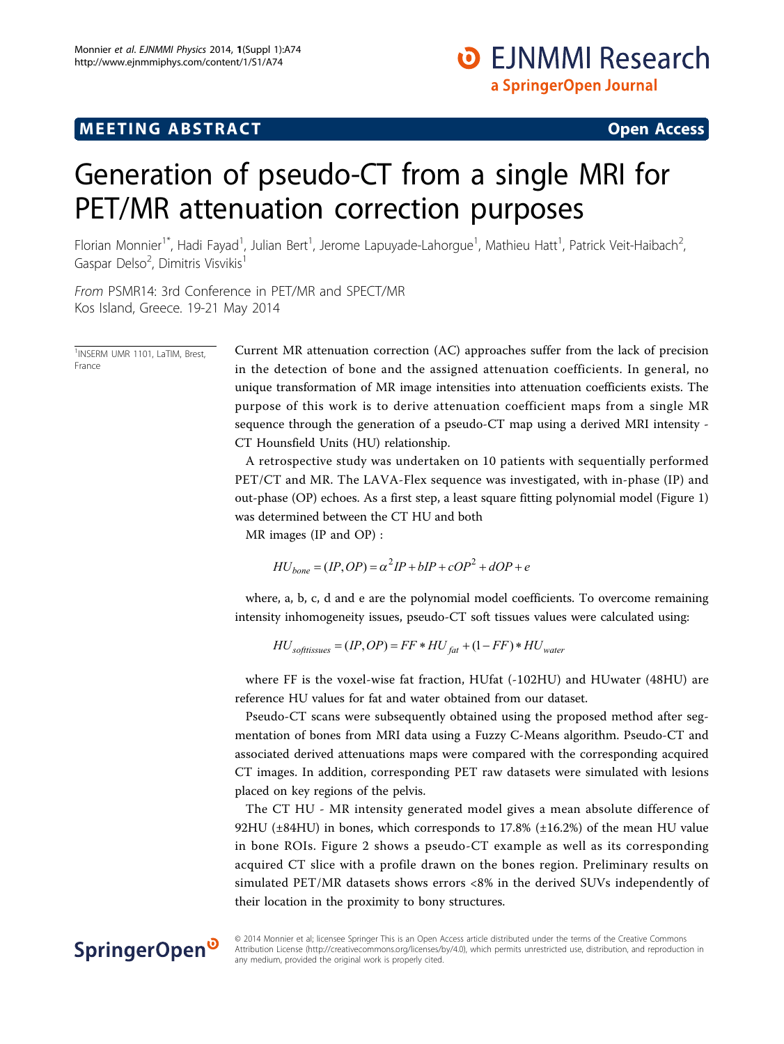MEETING ABSTRACT

Open Access

# Generation of pseudo-CT from a single MRI for PET/MR attenuation correction purposes

Florian Monnier[1*], Hadi Fayad[1], Julian Bert[1], Jerome Lapuyade-Lahorgue[1], Mathieu Hatt[1], Patrick Veit-Haibach[2], Gaspar Delso[2], Dimitris Visvikis[1]

*From* PSMR14: 3rd Conference in PET/MR and SPECT/MR
Kos Island, Greece. 19-21 May 2014

[1]INSERM UMR 1101, LaTIM, Brest, France

Current MR attenuation correction (AC) approaches suffer from the lack of precision in the detection of bone and the assigned attenuation coefficients. In general, no unique transformation of MR image intensities into attenuation coefficients exists. The purpose of this work is to derive attenuation coefficient maps from a single MR sequence through the generation of a pseudo-CT map using a derived MRI intensity - CT Hounsfield Units (HU) relationship.

A retrospective study was undertaken on 10 patients with sequentially performed PET/CT and MR. The LAVA-Flex sequence was investigated, with in-phase (IP) and out-phase (OP) echoes. As a first step, a least square fitting polynomial model (Figure 1) was determined between the CT HU and both

MR images (IP and OP) :

$$HU_{bone} = (IP, OP) = \alpha^2 IP + bIP + cOP^2 + dOP + e$$

where, a, b, c, d and e are the polynomial model coefficients. To overcome remaining intensity inhomogeneity issues, pseudo-CT soft tissues values were calculated using:

$$HU_{softtissues} = (IP, OP) = FF * HU_{fat} + (1 - FF) * HU_{water}$$

where FF is the voxel-wise fat fraction, HUfat (-102HU) and HUwater (48HU) are reference HU values for fat and water obtained from our dataset.

Pseudo-CT scans were subsequently obtained using the proposed method after segmentation of bones from MRI data using a Fuzzy C-Means algorithm. Pseudo-CT and associated derived attenuations maps were compared with the corresponding acquired CT images. In addition, corresponding PET raw datasets were simulated with lesions placed on key regions of the pelvis.

The CT HU - MR intensity generated model gives a mean absolute difference of 92HU (±84HU) in bones, which corresponds to 17.8% (±16.2%) of the mean HU value in bone ROIs. Figure 2 shows a pseudo-CT example as well as its corresponding acquired CT slice with a profile drawn on the bones region. Preliminary results on simulated PET/MR datasets shows errors <8% in the derived SUVs independently of their location in the proximity to bony structures.

© 2014 Monnier et al; licensee Springer This is an Open Access article distributed under the terms of the Creative Commons Attribution License (http://creativecommons.org/licenses/by/4.0), which permits unrestricted use, distribution, and reproduction in any medium, provided the original work is properly cited.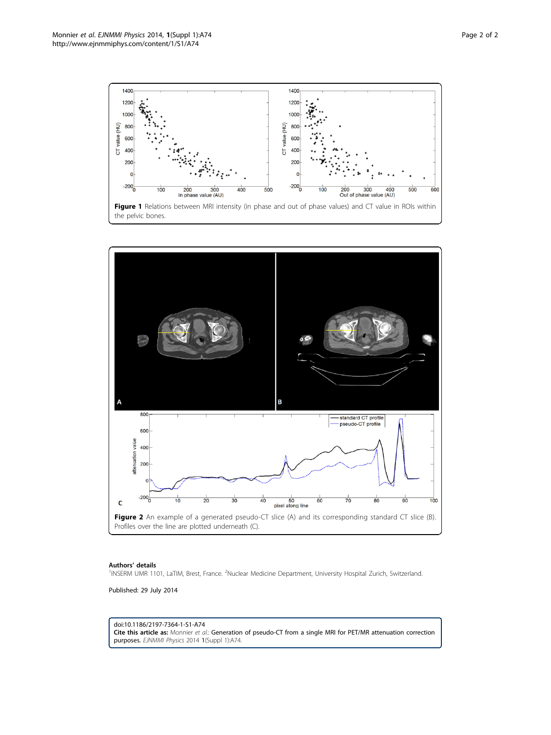CT value (HU)
1400
1200
1000
800
600
400
200
0
-200
0 100 200 300 400 500
In phase value (AU)

CT value (HU)
1400
1200
1000
800
600
400
200
0
-200
0 100 200 300 400 500 600
Out of phase value (AU)

**Figure 1** Relations between MRI intensity (in phase and out of phase values) and CT value in ROIs within the pelvic bones.

A

B

attenuation value
800
600
400
200
0
-200
0 10 20 30 40 50 60 70 80 90 100
pixel along line
standard CT profile
pseudo-CT profile

C

**Figure 2** An example of a generated pseudo-CT slice (A) and its corresponding standard CT slice (B). Profiles over the line are plotted underneath (C).

#### Authors' details

[1]INSERM UMR 1101, LaTIM, Brest, France. [2]Nuclear Medicine Department, University Hospital Zurich, Switzerland.

Published: 29 July 2014

doi:10.1186/2197-7364-1-S1-A74
**Cite this article as:** Monnier *et al.*: Generation of pseudo-CT from a single MRI for PET/MR attenuation correction purposes. *EJNMMI Physics* 2014 **1**(Suppl 1):A74.